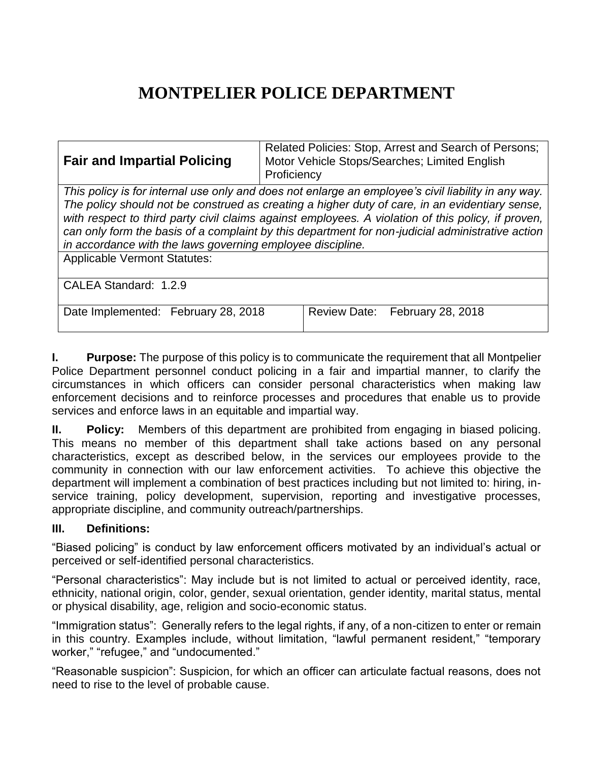# MONTPELIER POLICE DEPARTMENT

| **Fair and Impartial Policing** | Related Policies: Stop, Arrest and Search of Persons; Motor Vehicle Stops/Searches; Limited English Proficiency |
|---|---|
| *This policy is for internal use only and does not enlarge an employee's civil liability in any way. The policy should not be construed as creating a higher duty of care, in an evidentiary sense, with respect to third party civil claims against employees. A violation of this policy, if proven, can only form the basis of a complaint by this department for non-judicial administrative action in accordance with the laws governing employee discipline.* | |
| Applicable Vermont Statutes: | |
| CALEA Standard: 1.2.9 | |
| Date Implemented: February 28, 2018 | Review Date: February 28, 2018 |

**I. Purpose:** The purpose of this policy is to communicate the requirement that all Montpelier Police Department personnel conduct policing in a fair and impartial manner, to clarify the circumstances in which officers can consider personal characteristics when making law enforcement decisions and to reinforce processes and procedures that enable us to provide services and enforce laws in an equitable and impartial way.

**II. Policy:** Members of this department are prohibited from engaging in biased policing. This means no member of this department shall take actions based on any personal characteristics, except as described below, in the services our employees provide to the community in connection with our law enforcement activities. To achieve this objective the department will implement a combination of best practices including but not limited to: hiring, in-service training, policy development, supervision, reporting and investigative processes, appropriate discipline, and community outreach/partnerships.

**III. Definitions:**

"Biased policing" is conduct by law enforcement officers motivated by an individual's actual or perceived or self-identified personal characteristics.

"Personal characteristics": May include but is not limited to actual or perceived identity, race, ethnicity, national origin, color, gender, sexual orientation, gender identity, marital status, mental or physical disability, age, religion and socio-economic status.

"Immigration status": Generally refers to the legal rights, if any, of a non-citizen to enter or remain in this country. Examples include, without limitation, "lawful permanent resident," "temporary worker," "refugee," and "undocumented."

"Reasonable suspicion": Suspicion, for which an officer can articulate factual reasons, does not need to rise to the level of probable cause.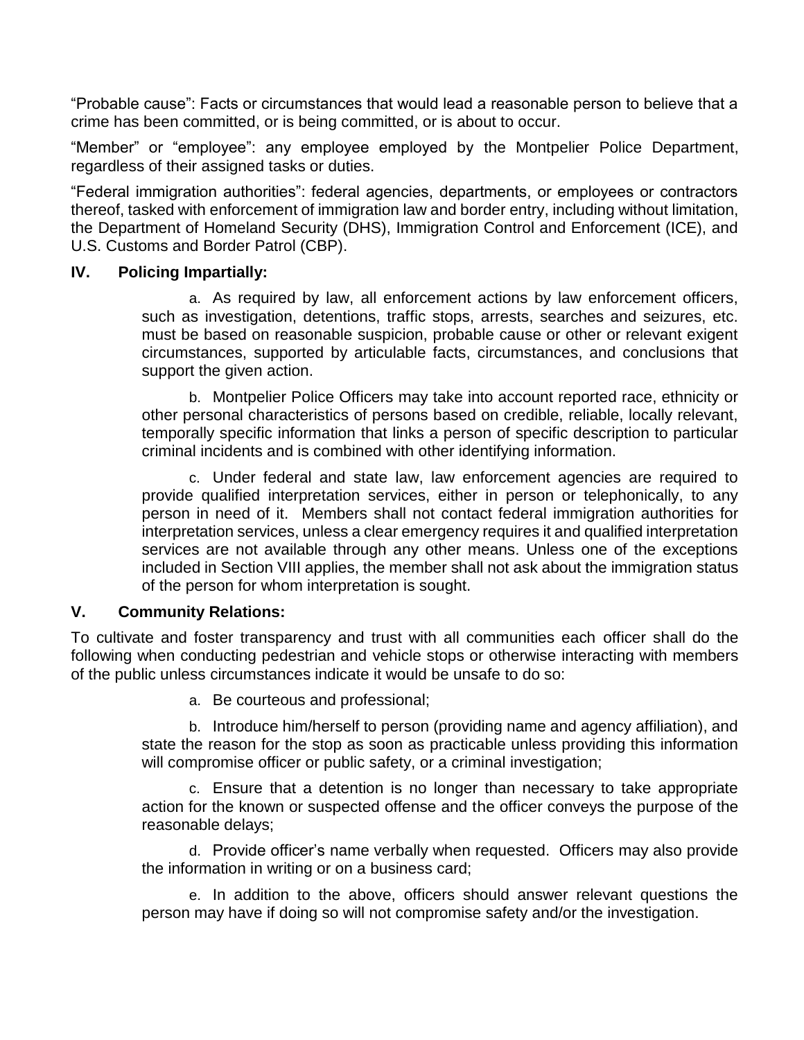"Probable cause": Facts or circumstances that would lead a reasonable person to believe that a crime has been committed, or is being committed, or is about to occur.

"Member" or "employee": any employee employed by the Montpelier Police Department, regardless of their assigned tasks or duties.

"Federal immigration authorities": federal agencies, departments, or employees or contractors thereof, tasked with enforcement of immigration law and border entry, including without limitation, the Department of Homeland Security (DHS), Immigration Control and Enforcement (ICE), and U.S. Customs and Border Patrol (CBP).

## IV. Policing Impartially:

a. As required by law, all enforcement actions by law enforcement officers, such as investigation, detentions, traffic stops, arrests, searches and seizures, etc. must be based on reasonable suspicion, probable cause or other or relevant exigent circumstances, supported by articulable facts, circumstances, and conclusions that support the given action.

b. Montpelier Police Officers may take into account reported race, ethnicity or other personal characteristics of persons based on credible, reliable, locally relevant, temporally specific information that links a person of specific description to particular criminal incidents and is combined with other identifying information.

c. Under federal and state law, law enforcement agencies are required to provide qualified interpretation services, either in person or telephonically, to any person in need of it. Members shall not contact federal immigration authorities for interpretation services, unless a clear emergency requires it and qualified interpretation services are not available through any other means. Unless one of the exceptions included in Section VIII applies, the member shall not ask about the immigration status of the person for whom interpretation is sought.

## V. Community Relations:

To cultivate and foster transparency and trust with all communities each officer shall do the following when conducting pedestrian and vehicle stops or otherwise interacting with members of the public unless circumstances indicate it would be unsafe to do so:

a. Be courteous and professional;

b. Introduce him/herself to person (providing name and agency affiliation), and state the reason for the stop as soon as practicable unless providing this information will compromise officer or public safety, or a criminal investigation;

c. Ensure that a detention is no longer than necessary to take appropriate action for the known or suspected offense and the officer conveys the purpose of the reasonable delays;

d. Provide officer's name verbally when requested. Officers may also provide the information in writing or on a business card;

e. In addition to the above, officers should answer relevant questions the person may have if doing so will not compromise safety and/or the investigation.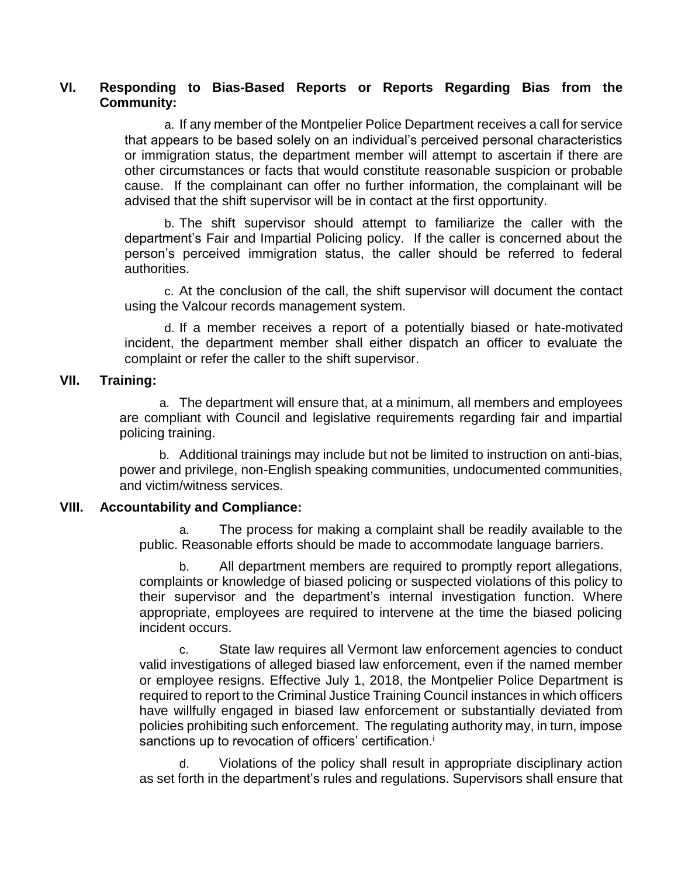## VI. Responding to Bias-Based Reports or Reports Regarding Bias from the Community:

a. If any member of the Montpelier Police Department receives a call for service that appears to be based solely on an individual's perceived personal characteristics or immigration status, the department member will attempt to ascertain if there are other circumstances or facts that would constitute reasonable suspicion or probable cause. If the complainant can offer no further information, the complainant will be advised that the shift supervisor will be in contact at the first opportunity.

b. The shift supervisor should attempt to familiarize the caller with the department's Fair and Impartial Policing policy. If the caller is concerned about the person's perceived immigration status, the caller should be referred to federal authorities.

c. At the conclusion of the call, the shift supervisor will document the contact using the Valcour records management system.

d. If a member receives a report of a potentially biased or hate-motivated incident, the department member shall either dispatch an officer to evaluate the complaint or refer the caller to the shift supervisor.

## VII. Training:

a. The department will ensure that, at a minimum, all members and employees are compliant with Council and legislative requirements regarding fair and impartial policing training.

b. Additional trainings may include but not be limited to instruction on anti-bias, power and privilege, non-English speaking communities, undocumented communities, and victim/witness services.

## VIII. Accountability and Compliance:

a. The process for making a complaint shall be readily available to the public. Reasonable efforts should be made to accommodate language barriers.

b. All department members are required to promptly report allegations, complaints or knowledge of biased policing or suspected violations of this policy to their supervisor and the department's internal investigation function. Where appropriate, employees are required to intervene at the time the biased policing incident occurs.

c. State law requires all Vermont law enforcement agencies to conduct valid investigations of alleged biased law enforcement, even if the named member or employee resigns. Effective July 1, 2018, the Montpelier Police Department is required to report to the Criminal Justice Training Council instances in which officers have willfully engaged in biased law enforcement or substantially deviated from policies prohibiting such enforcement. The regulating authority may, in turn, impose sanctions up to revocation of officers' certification.[i]

d. Violations of the policy shall result in appropriate disciplinary action as set forth in the department's rules and regulations. Supervisors shall ensure that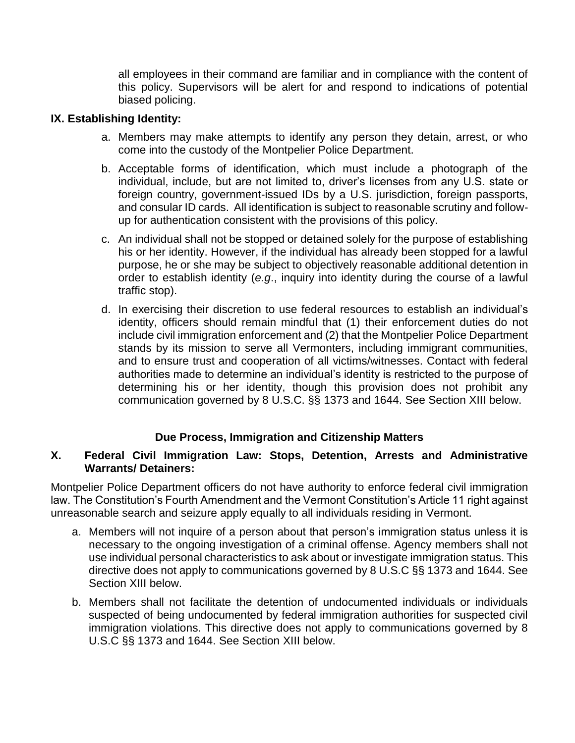all employees in their command are familiar and in compliance with the content of this policy. Supervisors will be alert for and respond to indications of potential biased policing.

## IX. Establishing Identity:

a. Members may make attempts to identify any person they detain, arrest, or who come into the custody of the Montpelier Police Department.

b. Acceptable forms of identification, which must include a photograph of the individual, include, but are not limited to, driver's licenses from any U.S. state or foreign country, government-issued IDs by a U.S. jurisdiction, foreign passports, and consular ID cards. All identification is subject to reasonable scrutiny and follow-up for authentication consistent with the provisions of this policy.

c. An individual shall not be stopped or detained solely for the purpose of establishing his or her identity. However, if the individual has already been stopped for a lawful purpose, he or she may be subject to objectively reasonable additional detention in order to establish identity (*e.g*., inquiry into identity during the course of a lawful traffic stop).

d. In exercising their discretion to use federal resources to establish an individual's identity, officers should remain mindful that (1) their enforcement duties do not include civil immigration enforcement and (2) that the Montpelier Police Department stands by its mission to serve all Vermonters, including immigrant communities, and to ensure trust and cooperation of all victims/witnesses. Contact with federal authorities made to determine an individual's identity is restricted to the purpose of determining his or her identity, though this provision does not prohibit any communication governed by 8 U.S.C. §§ 1373 and 1644. See Section XIII below.

### Due Process, Immigration and Citizenship Matters

## X. Federal Civil Immigration Law: Stops, Detention, Arrests and Administrative Warrants/ Detainers:

Montpelier Police Department officers do not have authority to enforce federal civil immigration law. The Constitution's Fourth Amendment and the Vermont Constitution's Article 11 right against unreasonable search and seizure apply equally to all individuals residing in Vermont.

a. Members will not inquire of a person about that person's immigration status unless it is necessary to the ongoing investigation of a criminal offense. Agency members shall not use individual personal characteristics to ask about or investigate immigration status. This directive does not apply to communications governed by 8 U.S.C §§ 1373 and 1644. See Section XIII below.

b. Members shall not facilitate the detention of undocumented individuals or individuals suspected of being undocumented by federal immigration authorities for suspected civil immigration violations. This directive does not apply to communications governed by 8 U.S.C §§ 1373 and 1644. See Section XIII below.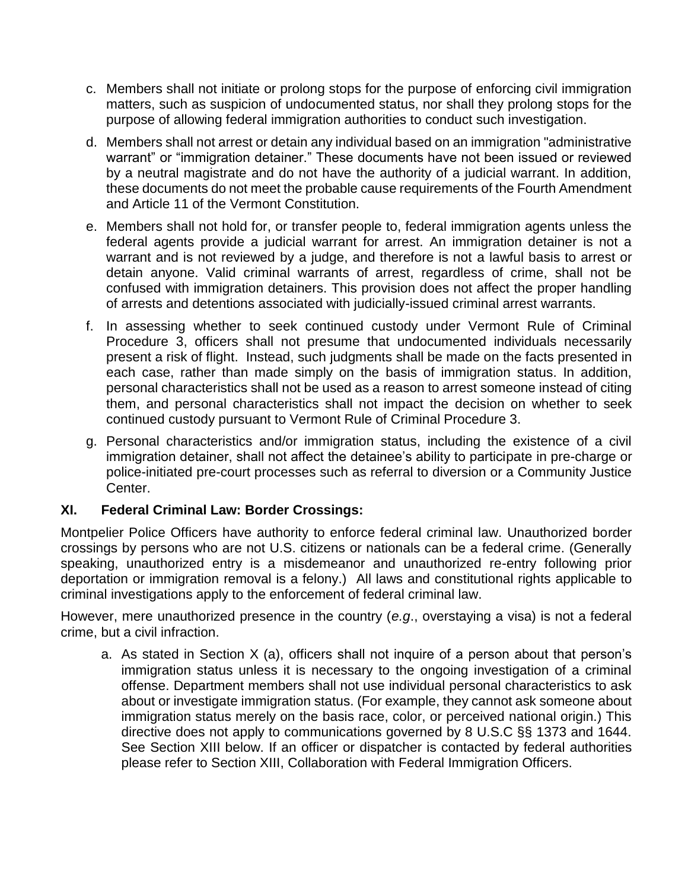c. Members shall not initiate or prolong stops for the purpose of enforcing civil immigration matters, such as suspicion of undocumented status, nor shall they prolong stops for the purpose of allowing federal immigration authorities to conduct such investigation.

d. Members shall not arrest or detain any individual based on an immigration "administrative warrant" or "immigration detainer." These documents have not been issued or reviewed by a neutral magistrate and do not have the authority of a judicial warrant. In addition, these documents do not meet the probable cause requirements of the Fourth Amendment and Article 11 of the Vermont Constitution.

e. Members shall not hold for, or transfer people to, federal immigration agents unless the federal agents provide a judicial warrant for arrest. An immigration detainer is not a warrant and is not reviewed by a judge, and therefore is not a lawful basis to arrest or detain anyone. Valid criminal warrants of arrest, regardless of crime, shall not be confused with immigration detainers. This provision does not affect the proper handling of arrests and detentions associated with judicially-issued criminal arrest warrants.

f. In assessing whether to seek continued custody under Vermont Rule of Criminal Procedure 3, officers shall not presume that undocumented individuals necessarily present a risk of flight. Instead, such judgments shall be made on the facts presented in each case, rather than made simply on the basis of immigration status. In addition, personal characteristics shall not be used as a reason to arrest someone instead of citing them, and personal characteristics shall not impact the decision on whether to seek continued custody pursuant to Vermont Rule of Criminal Procedure 3.

g. Personal characteristics and/or immigration status, including the existence of a civil immigration detainer, shall not affect the detainee's ability to participate in pre-charge or police-initiated pre-court processes such as referral to diversion or a Community Justice Center.

## XI. Federal Criminal Law: Border Crossings:

Montpelier Police Officers have authority to enforce federal criminal law. Unauthorized border crossings by persons who are not U.S. citizens or nationals can be a federal crime. (Generally speaking, unauthorized entry is a misdemeanor and unauthorized re-entry following prior deportation or immigration removal is a felony.) All laws and constitutional rights applicable to criminal investigations apply to the enforcement of federal criminal law.

However, mere unauthorized presence in the country (*e.g*., overstaying a visa) is not a federal crime, but a civil infraction.

a. As stated in Section X (a), officers shall not inquire of a person about that person's immigration status unless it is necessary to the ongoing investigation of a criminal offense. Department members shall not use individual personal characteristics to ask about or investigate immigration status. (For example, they cannot ask someone about immigration status merely on the basis race, color, or perceived national origin.) This directive does not apply to communications governed by 8 U.S.C §§ 1373 and 1644. See Section XIII below. If an officer or dispatcher is contacted by federal authorities please refer to Section XIII, Collaboration with Federal Immigration Officers.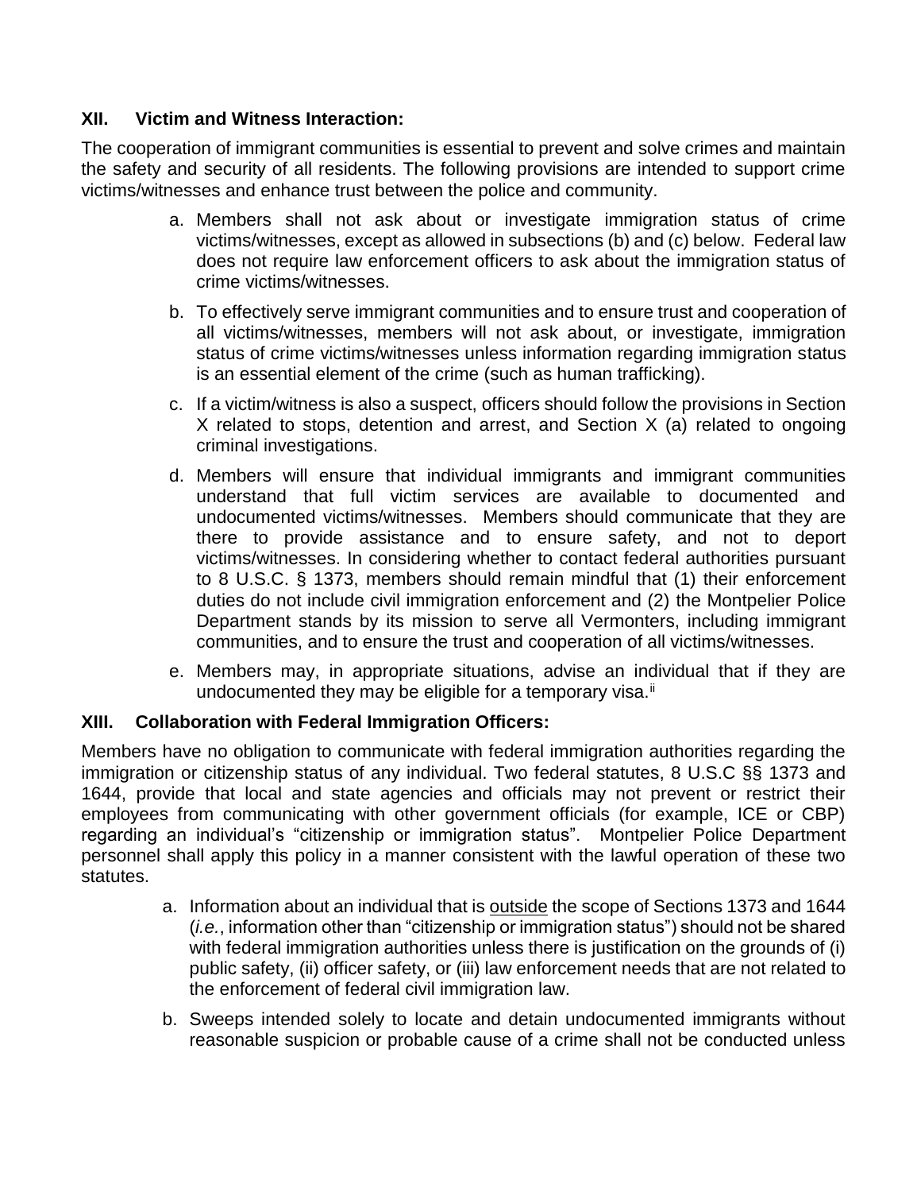## XII. Victim and Witness Interaction:

The cooperation of immigrant communities is essential to prevent and solve crimes and maintain the safety and security of all residents. The following provisions are intended to support crime victims/witnesses and enhance trust between the police and community.

a. Members shall not ask about or investigate immigration status of crime victims/witnesses, except as allowed in subsections (b) and (c) below. Federal law does not require law enforcement officers to ask about the immigration status of crime victims/witnesses.

b. To effectively serve immigrant communities and to ensure trust and cooperation of all victims/witnesses, members will not ask about, or investigate, immigration status of crime victims/witnesses unless information regarding immigration status is an essential element of the crime (such as human trafficking).

c. If a victim/witness is also a suspect, officers should follow the provisions in Section X related to stops, detention and arrest, and Section X (a) related to ongoing criminal investigations.

d. Members will ensure that individual immigrants and immigrant communities understand that full victim services are available to documented and undocumented victims/witnesses. Members should communicate that they are there to provide assistance and to ensure safety, and not to deport victims/witnesses. In considering whether to contact federal authorities pursuant to 8 U.S.C. § 1373, members should remain mindful that (1) their enforcement duties do not include civil immigration enforcement and (2) the Montpelier Police Department stands by its mission to serve all Vermonters, including immigrant communities, and to ensure the trust and cooperation of all victims/witnesses.

e. Members may, in appropriate situations, advise an individual that if they are undocumented they may be eligible for a temporary visa.[ii]

## XIII. Collaboration with Federal Immigration Officers:

Members have no obligation to communicate with federal immigration authorities regarding the immigration or citizenship status of any individual. Two federal statutes, 8 U.S.C §§ 1373 and 1644, provide that local and state agencies and officials may not prevent or restrict their employees from communicating with other government officials (for example, ICE or CBP) regarding an individual's "citizenship or immigration status". Montpelier Police Department personnel shall apply this policy in a manner consistent with the lawful operation of these two statutes.

a. Information about an individual that is outside the scope of Sections 1373 and 1644 (*i.e.*, information other than "citizenship or immigration status") should not be shared with federal immigration authorities unless there is justification on the grounds of (i) public safety, (ii) officer safety, or (iii) law enforcement needs that are not related to the enforcement of federal civil immigration law.

b. Sweeps intended solely to locate and detain undocumented immigrants without reasonable suspicion or probable cause of a crime shall not be conducted unless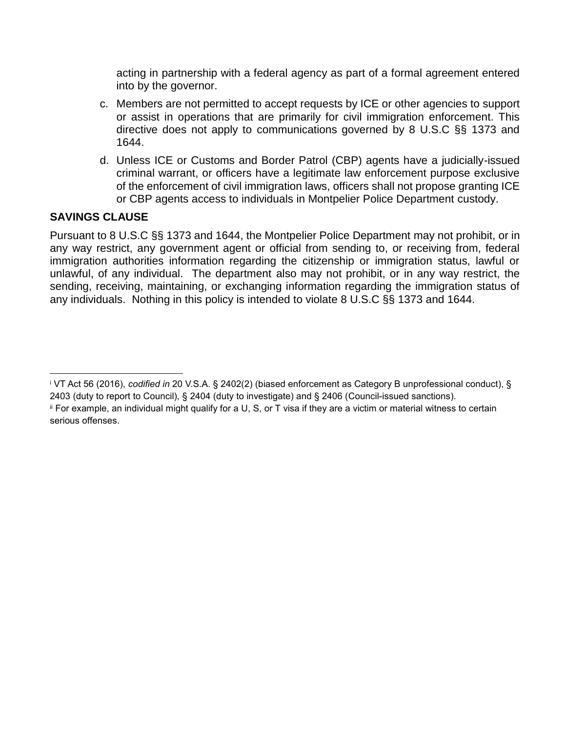acting in partnership with a federal agency as part of a formal agreement entered into by the governor.

c. Members are not permitted to accept requests by ICE or other agencies to support or assist in operations that are primarily for civil immigration enforcement. This directive does not apply to communications governed by 8 U.S.C §§ 1373 and 1644.

d. Unless ICE or Customs and Border Patrol (CBP) agents have a judicially-issued criminal warrant, or officers have a legitimate law enforcement purpose exclusive of the enforcement of civil immigration laws, officers shall not propose granting ICE or CBP agents access to individuals in Montpelier Police Department custody.

**SAVINGS CLAUSE**

Pursuant to 8 U.S.C §§ 1373 and 1644, the Montpelier Police Department may not prohibit, or in any way restrict, any government agent or official from sending to, or receiving from, federal immigration authorities information regarding the citizenship or immigration status, lawful or unlawful, of any individual. The department also may not prohibit, or in any way restrict, the sending, receiving, maintaining, or exchanging information regarding the immigration status of any individuals. Nothing in this policy is intended to violate 8 U.S.C §§ 1373 and 1644.

---

[i] VT Act 56 (2016), *codified in* 20 V.S.A. § 2402(2) (biased enforcement as Category B unprofessional conduct), § 2403 (duty to report to Council), § 2404 (duty to investigate) and § 2406 (Council-issued sanctions).

[ii] For example, an individual might qualify for a U, S, or T visa if they are a victim or material witness to certain serious offenses.